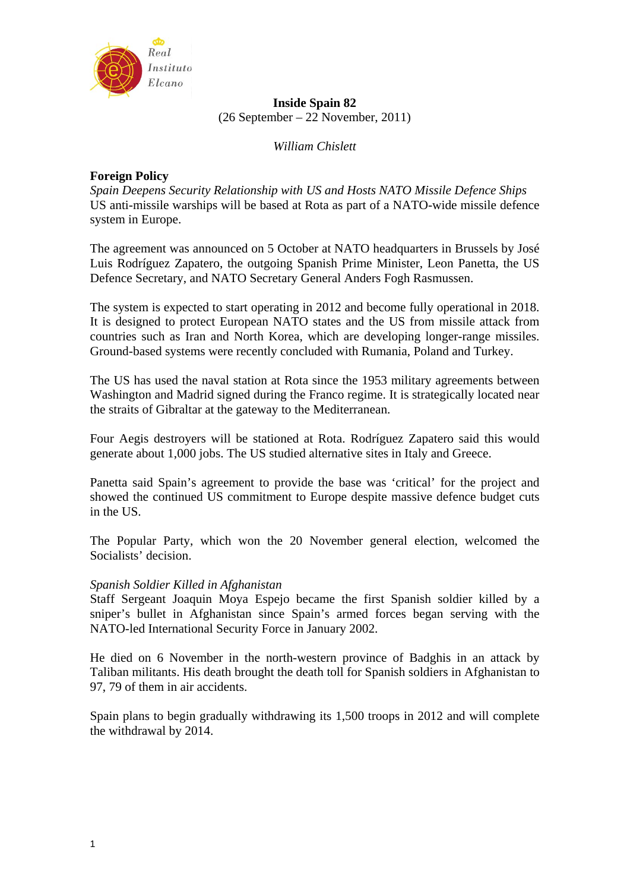Real Instituto Elcano

# Inside Spain 82

(26 September – 22 November, 2011)

*William Chislett*

## Foreign Policy

### *Spain Deepens Security Relationship with US and Hosts NATO Missile Defence Ships*

US anti-missile warships will be based at Rota as part of a NATO-wide missile defence system in Europe.

The agreement was announced on 5 October at NATO headquarters in Brussels by José Luis Rodríguez Zapatero, the outgoing Spanish Prime Minister, Leon Panetta, the US Defence Secretary, and NATO Secretary General Anders Fogh Rasmussen.

The system is expected to start operating in 2012 and become fully operational in 2018. It is designed to protect European NATO states and the US from missile attack from countries such as Iran and North Korea, which are developing longer-range missiles. Ground-based systems were recently concluded with Rumania, Poland and Turkey.

The US has used the naval station at Rota since the 1953 military agreements between Washington and Madrid signed during the Franco regime. It is strategically located near the straits of Gibraltar at the gateway to the Mediterranean.

Four Aegis destroyers will be stationed at Rota. Rodríguez Zapatero said this would generate about 1,000 jobs. The US studied alternative sites in Italy and Greece.

Panetta said Spain's agreement to provide the base was 'critical' for the project and showed the continued US commitment to Europe despite massive defence budget cuts in the US.

The Popular Party, which won the 20 November general election, welcomed the Socialists' decision.

### *Spanish Soldier Killed in Afghanistan*

Staff Sergeant Joaquin Moya Espejo became the first Spanish soldier killed by a sniper's bullet in Afghanistan since Spain's armed forces began serving with the NATO-led International Security Force in January 2002.

He died on 6 November in the north-western province of Badghis in an attack by Taliban militants. His death brought the death toll for Spanish soldiers in Afghanistan to 97, 79 of them in air accidents.

Spain plans to begin gradually withdrawing its 1,500 troops in 2012 and will complete the withdrawal by 2014.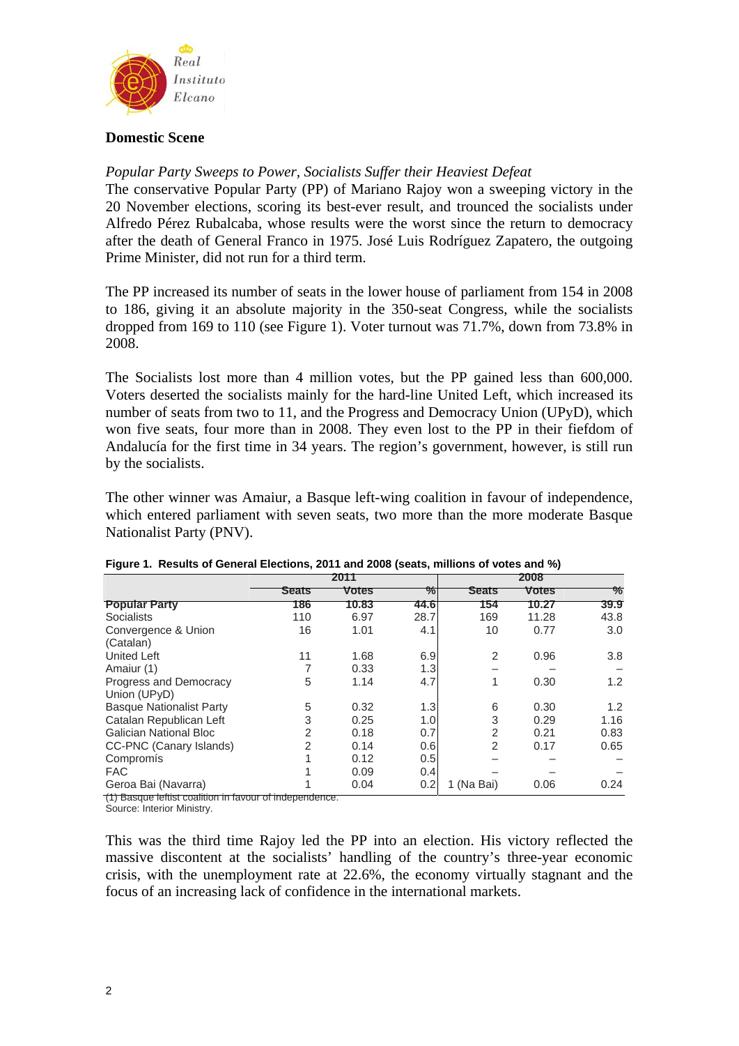## Domestic Scene

*Popular Party Sweeps to Power, Socialists Suffer their Heaviest Defeat*

The conservative Popular Party (PP) of Mariano Rajoy won a sweeping victory in the 20 November elections, scoring its best-ever result, and trounced the socialists under Alfredo Pérez Rubalcaba, whose results were the worst since the return to democracy after the death of General Franco in 1975. José Luis Rodríguez Zapatero, the outgoing Prime Minister, did not run for a third term.

The PP increased its number of seats in the lower house of parliament from 154 in 2008 to 186, giving it an absolute majority in the 350-seat Congress, while the socialists dropped from 169 to 110 (see Figure 1). Voter turnout was 71.7%, down from 73.8% in 2008.

The Socialists lost more than 4 million votes, but the PP gained less than 600,000. Voters deserted the socialists mainly for the hard-line United Left, which increased its number of seats from two to 11, and the Progress and Democracy Union (UPyD), which won five seats, four more than in 2008. They even lost to the PP in their fiefdom of Andalucía for the first time in 34 years. The region's government, however, is still run by the socialists.

The other winner was Amaiur, a Basque left-wing coalition in favour of independence, which entered parliament with seven seats, two more than the more moderate Basque Nationalist Party (PNV).

**Figure 1. Results of General Elections, 2011 and 2008 (seats, millions of votes and %)**

| | 2011 | | | 2008 | | |
|---|---|---|---|---|---|---|
| | Seats | Votes | % | Seats | Votes | % |
| **Popular Party** | **186** | **10.83** | **44.6** | **154** | **10.27** | **39.9** |
| Socialists | 110 | 6.97 | 28.7 | 169 | 11.28 | 43.8 |
| Convergence & Union (Catalan) | 16 | 1.01 | 4.1 | 10 | 0.77 | 3.0 |
| United Left | 11 | 1.68 | 6.9 | 2 | 0.96 | 3.8 |
| Amaiur (1) | 7 | 0.33 | 1.3 | – | – | – |
| Progress and Democracy Union (UPyD) | 5 | 1.14 | 4.7 | 1 | 0.30 | 1.2 |
| Basque Nationalist Party | 5 | 0.32 | 1.3 | 6 | 0.30 | 1.2 |
| Catalan Republican Left | 3 | 0.25 | 1.0 | 3 | 0.29 | 1.16 |
| Galician National Bloc | 2 | 0.18 | 0.7 | 2 | 0.21 | 0.83 |
| CC-PNC (Canary Islands) | 2 | 0.14 | 0.6 | 2 | 0.17 | 0.65 |
| Compromís | 1 | 0.12 | 0.5 | – | – | – |
| FAC | 1 | 0.09 | 0.4 | – | – | – |
| Geroa Bai (Navarra) | 1 | 0.04 | 0.2 | 1 (Na Bai) | 0.06 | 0.24 |

(1) Basque leftist coalition in favour of independence.

Source: Interior Ministry.

This was the third time Rajoy led the PP into an election. His victory reflected the massive discontent at the socialists' handling of the country's three-year economic crisis, with the unemployment rate at 22.6%, the economy virtually stagnant and the focus of an increasing lack of confidence in the international markets.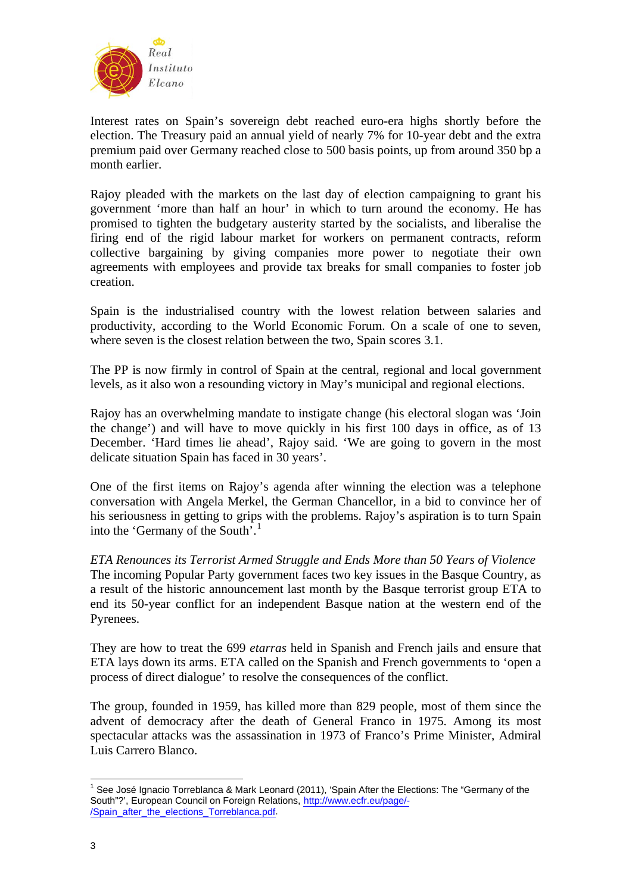Interest rates on Spain's sovereign debt reached euro-era highs shortly before the election. The Treasury paid an annual yield of nearly 7% for 10-year debt and the extra premium paid over Germany reached close to 500 basis points, up from around 350 bp a month earlier.

Rajoy pleaded with the markets on the last day of election campaigning to grant his government 'more than half an hour' in which to turn around the economy. He has promised to tighten the budgetary austerity started by the socialists, and liberalise the firing end of the rigid labour market for workers on permanent contracts, reform collective bargaining by giving companies more power to negotiate their own agreements with employees and provide tax breaks for small companies to foster job creation.

Spain is the industrialised country with the lowest relation between salaries and productivity, according to the World Economic Forum. On a scale of one to seven, where seven is the closest relation between the two, Spain scores 3.1.

The PP is now firmly in control of Spain at the central, regional and local government levels, as it also won a resounding victory in May's municipal and regional elections.

Rajoy has an overwhelming mandate to instigate change (his electoral slogan was 'Join the change') and will have to move quickly in his first 100 days in office, as of 13 December. 'Hard times lie ahead', Rajoy said. 'We are going to govern in the most delicate situation Spain has faced in 30 years'.

One of the first items on Rajoy's agenda after winning the election was a telephone conversation with Angela Merkel, the German Chancellor, in a bid to convince her of his seriousness in getting to grips with the problems. Rajoy's aspiration is to turn Spain into the 'Germany of the South'.[1]

*ETA Renounces its Terrorist Armed Struggle and Ends More than 50 Years of Violence*

The incoming Popular Party government faces two key issues in the Basque Country, as a result of the historic announcement last month by the Basque terrorist group ETA to end its 50-year conflict for an independent Basque nation at the western end of the Pyrenees.

They are how to treat the 699 *etarras* held in Spanish and French jails and ensure that ETA lays down its arms. ETA called on the Spanish and French governments to 'open a process of direct dialogue' to resolve the consequences of the conflict.

The group, founded in 1959, has killed more than 829 people, most of them since the advent of democracy after the death of General Franco in 1975. Among its most spectacular attacks was the assassination in 1973 of Franco's Prime Minister, Admiral Luis Carrero Blanco.

---

[1] See José Ignacio Torreblanca & Mark Leonard (2011), 'Spain After the Elections: The "Germany of the South"?', European Council on Foreign Relations, http://www.ecfr.eu/page/-/Spain_after_the_elections_Torreblanca.pdf.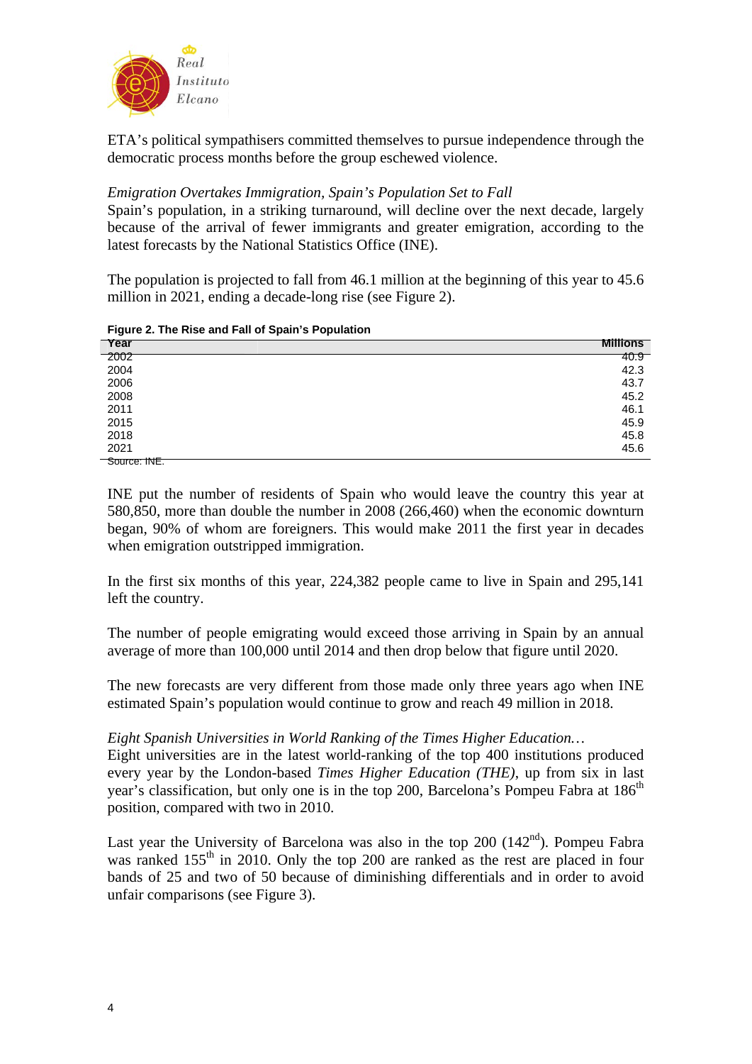ETA's political sympathisers committed themselves to pursue independence through the democratic process months before the group eschewed violence.

*Emigration Overtakes Immigration, Spain's Population Set to Fall*

Spain's population, in a striking turnaround, will decline over the next decade, largely because of the arrival of fewer immigrants and greater emigration, according to the latest forecasts by the National Statistics Office (INE).

The population is projected to fall from 46.1 million at the beginning of this year to 45.6 million in 2021, ending a decade-long rise (see Figure 2).

**Figure 2. The Rise and Fall of Spain's Population**

| Year | Millions |
|---|---|
| 2002 | 40.9 |
| 2004 | 42.3 |
| 2006 | 43.7 |
| 2008 | 45.2 |
| 2011 | 46.1 |
| 2015 | 45.9 |
| 2018 | 45.8 |
| 2021 | 45.6 |

Source: INE.

INE put the number of residents of Spain who would leave the country this year at 580,850, more than double the number in 2008 (266,460) when the economic downturn began, 90% of whom are foreigners. This would make 2011 the first year in decades when emigration outstripped immigration.

In the first six months of this year, 224,382 people came to live in Spain and 295,141 left the country.

The number of people emigrating would exceed those arriving in Spain by an annual average of more than 100,000 until 2014 and then drop below that figure until 2020.

The new forecasts are very different from those made only three years ago when INE estimated Spain's population would continue to grow and reach 49 million in 2018.

*Eight Spanish Universities in World Ranking of the Times Higher Education…*

Eight universities are in the latest world-ranking of the top 400 institutions produced every year by the London-based *Times Higher Education (THE)*, up from six in last year's classification, but only one is in the top 200, Barcelona's Pompeu Fabra at 186th position, compared with two in 2010.

Last year the University of Barcelona was also in the top 200 (142nd). Pompeu Fabra was ranked 155th in 2010. Only the top 200 are ranked as the rest are placed in four bands of 25 and two of 50 because of diminishing differentials and in order to avoid unfair comparisons (see Figure 3).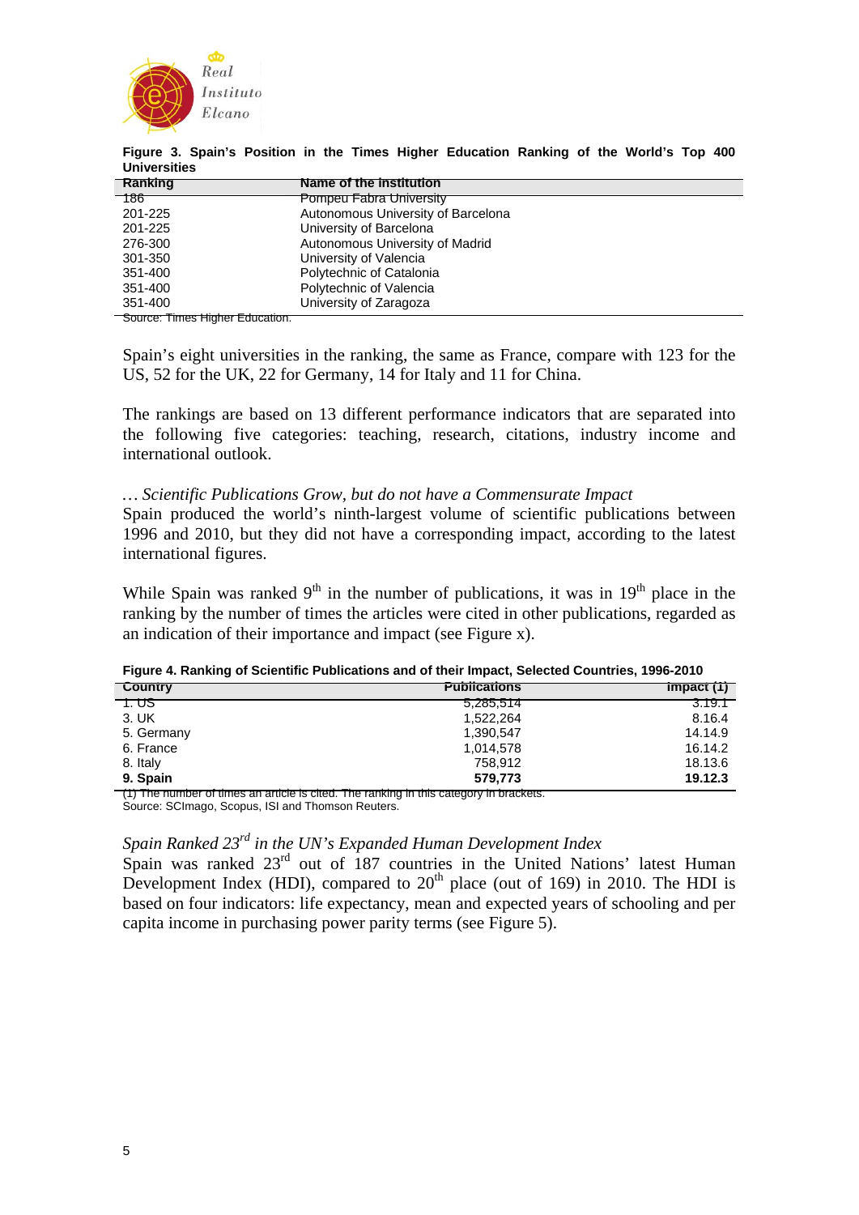**Figure 3. Spain's Position in the Times Higher Education Ranking of the World's Top 400 Universities**

| Ranking | Name of the institution |
|---|---|
| 186 | Pompeu Fabra University |
| 201-225 | Autonomous University of Barcelona |
| 201-225 | University of Barcelona |
| 276-300 | Autonomous University of Madrid |
| 301-350 | University of Valencia |
| 351-400 | Polytechnic of Catalonia |
| 351-400 | Polytechnic of Valencia |
| 351-400 | University of Zaragoza |

Source: Times Higher Education.

Spain's eight universities in the ranking, the same as France, compare with 123 for the US, 52 for the UK, 22 for Germany, 14 for Italy and 11 for China.

The rankings are based on 13 different performance indicators that are separated into the following five categories: teaching, research, citations, industry income and international outlook.

### *… Scientific Publications Grow, but do not have a Commensurate Impact*

Spain produced the world's ninth-largest volume of scientific publications between 1996 and 2010, but they did not have a corresponding impact, according to the latest international figures.

While Spain was ranked 9th in the number of publications, it was in 19th place in the ranking by the number of times the articles were cited in other publications, regarded as an indication of their importance and impact (see Figure x).

**Figure 4. Ranking of Scientific Publications and of their Impact, Selected Countries, 1996-2010**

| Country | Publications | Impact (1) |
|---|---:|---:|
| 1. US | 5,285,514 | 3.19.1 |
| 3. UK | 1,522,264 | 8.16.4 |
| 5. Germany | 1,390,547 | 14.14.9 |
| 6. France | 1,014,578 | 16.14.2 |
| 8. Italy | 758,912 | 18.13.6 |
| **9. Spain** | **579,773** | **19.12.3** |

(1) The number of times an article is cited. The ranking in this category in brackets.
Source: SCImago, Scopus, ISI and Thomson Reuters.

### *Spain Ranked 23rd in the UN's Expanded Human Development Index*

Spain was ranked 23rd out of 187 countries in the United Nations' latest Human Development Index (HDI), compared to 20th place (out of 169) in 2010. The HDI is based on four indicators: life expectancy, mean and expected years of schooling and per capita income in purchasing power parity terms (see Figure 5).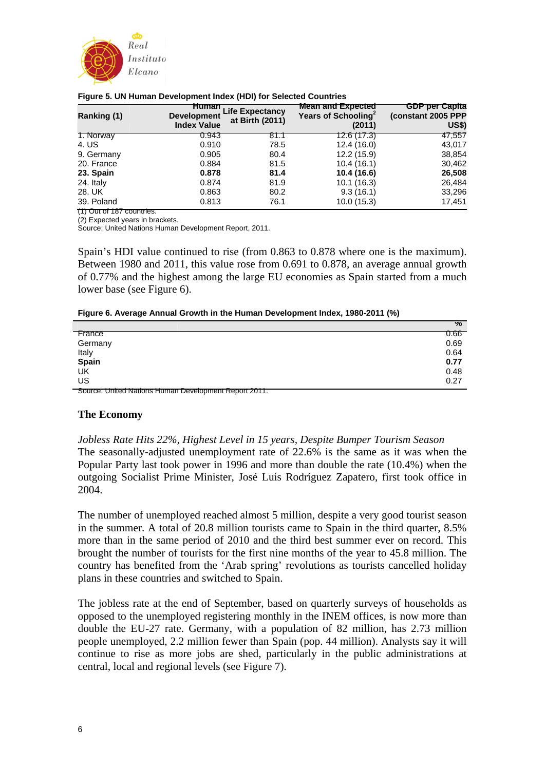**Figure 5. UN Human Development Index (HDI) for Selected Countries**

| Ranking (1) | Human Development Index Value | Life Expectancy at Birth (2011) | Mean and Expected Years of Schooling[2] (2011) | GDP per Capita (constant 2005 PPP US$) |
|---|---|---|---|---|
| 1. Norway | 0.943 | 81.1 | 12.6 (17.3) | 47,557 |
| 4. US | 0.910 | 78.5 | 12.4 (16.0) | 43,017 |
| 9. Germany | 0.905 | 80.4 | 12.2 (15.9) | 38,854 |
| 20. France | 0.884 | 81.5 | 10.4 (16.1) | 30,462 |
| **23. Spain** | **0.878** | **81.4** | **10.4 (16.6)** | **26,508** |
| 24. Italy | 0.874 | 81.9 | 10.1 (16.3) | 26,484 |
| 28. UK | 0.863 | 80.2 | 9.3 (16.1) | 33,296 |
| 39. Poland | 0.813 | 76.1 | 10.0 (15.3) | 17,451 |

(1) Out of 187 countries.
(2) Expected years in brackets.
Source: United Nations Human Development Report, 2011.

Spain's HDI value continued to rise (from 0.863 to 0.878 where one is the maximum). Between 1980 and 2011, this value rose from 0.691 to 0.878, an average annual growth of 0.77% and the highest among the large EU economies as Spain started from a much lower base (see Figure 6).

**Figure 6. Average Annual Growth in the Human Development Index, 1980-2011 (%)**

| | % |
|---|---|
| France | 0.66 |
| Germany | 0.69 |
| Italy | 0.64 |
| **Spain** | **0.77** |
| UK | 0.48 |
| US | 0.27 |

Source: United Nations Human Development Report 2011.

## The Economy

*Jobless Rate Hits 22%, Highest Level in 15 years, Despite Bumper Tourism Season*
The seasonally-adjusted unemployment rate of 22.6% is the same as it was when the Popular Party last took power in 1996 and more than double the rate (10.4%) when the outgoing Socialist Prime Minister, José Luis Rodríguez Zapatero, first took office in 2004.

The number of unemployed reached almost 5 million, despite a very good tourist season in the summer. A total of 20.8 million tourists came to Spain in the third quarter, 8.5% more than in the same period of 2010 and the third best summer ever on record. This brought the number of tourists for the first nine months of the year to 45.8 million. The country has benefited from the 'Arab spring' revolutions as tourists cancelled holiday plans in these countries and switched to Spain.

The jobless rate at the end of September, based on quarterly surveys of households as opposed to the unemployed registering monthly in the INEM offices, is now more than double the EU-27 rate. Germany, with a population of 82 million, has 2.73 million people unemployed, 2.2 million fewer than Spain (pop. 44 million). Analysts say it will continue to rise as more jobs are shed, particularly in the public administrations at central, local and regional levels (see Figure 7).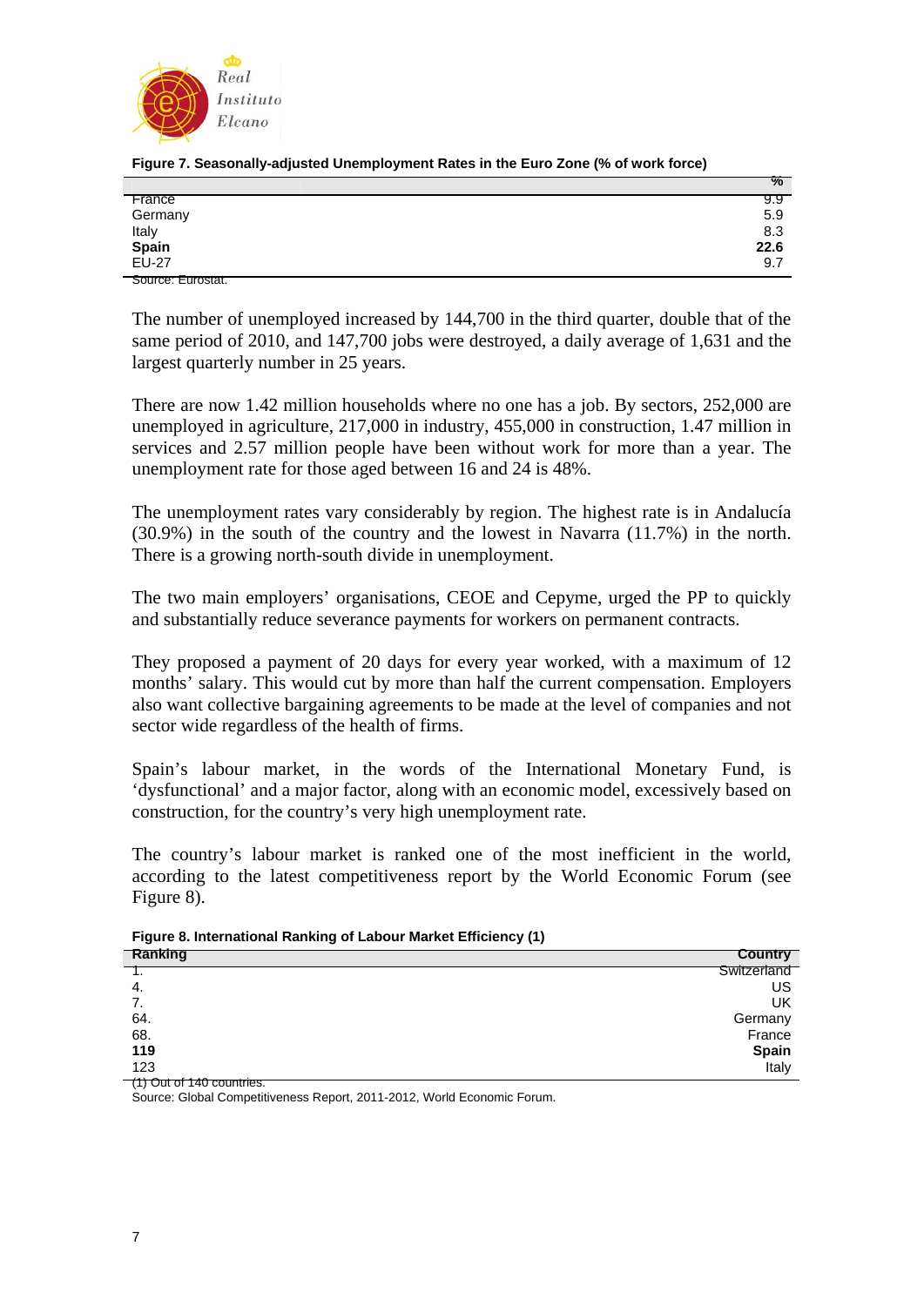**Figure 7. Seasonally-adjusted Unemployment Rates in the Euro Zone (% of work force)**

| | % |
|---|---|
| France | 9.9 |
| Germany | 5.9 |
| Italy | 8.3 |
| **Spain** | **22.6** |
| EU-27 | 9.7 |

Source: Eurostat.

The number of unemployed increased by 144,700 in the third quarter, double that of the same period of 2010, and 147,700 jobs were destroyed, a daily average of 1,631 and the largest quarterly number in 25 years.

There are now 1.42 million households where no one has a job. By sectors, 252,000 are unemployed in agriculture, 217,000 in industry, 455,000 in construction, 1.47 million in services and 2.57 million people have been without work for more than a year. The unemployment rate for those aged between 16 and 24 is 48%.

The unemployment rates vary considerably by region. The highest rate is in Andalucía (30.9%) in the south of the country and the lowest in Navarra (11.7%) in the north. There is a growing north-south divide in unemployment.

The two main employers' organisations, CEOE and Cepyme, urged the PP to quickly and substantially reduce severance payments for workers on permanent contracts.

They proposed a payment of 20 days for every year worked, with a maximum of 12 months' salary. This would cut by more than half the current compensation. Employers also want collective bargaining agreements to be made at the level of companies and not sector wide regardless of the health of firms.

Spain's labour market, in the words of the International Monetary Fund, is 'dysfunctional' and a major factor, along with an economic model, excessively based on construction, for the country's very high unemployment rate.

The country's labour market is ranked one of the most inefficient in the world, according to the latest competitiveness report by the World Economic Forum (see Figure 8).

**Figure 8. International Ranking of Labour Market Efficiency (1)**

| Ranking | Country |
|---|---|
| 1. | Switzerland |
| 4. | US |
| 7. | UK |
| 64. | Germany |
| 68. | France |
| **119** | **Spain** |
| 123 | Italy |

(1) Out of 140 countries.

Source: Global Competitiveness Report, 2011-2012, World Economic Forum.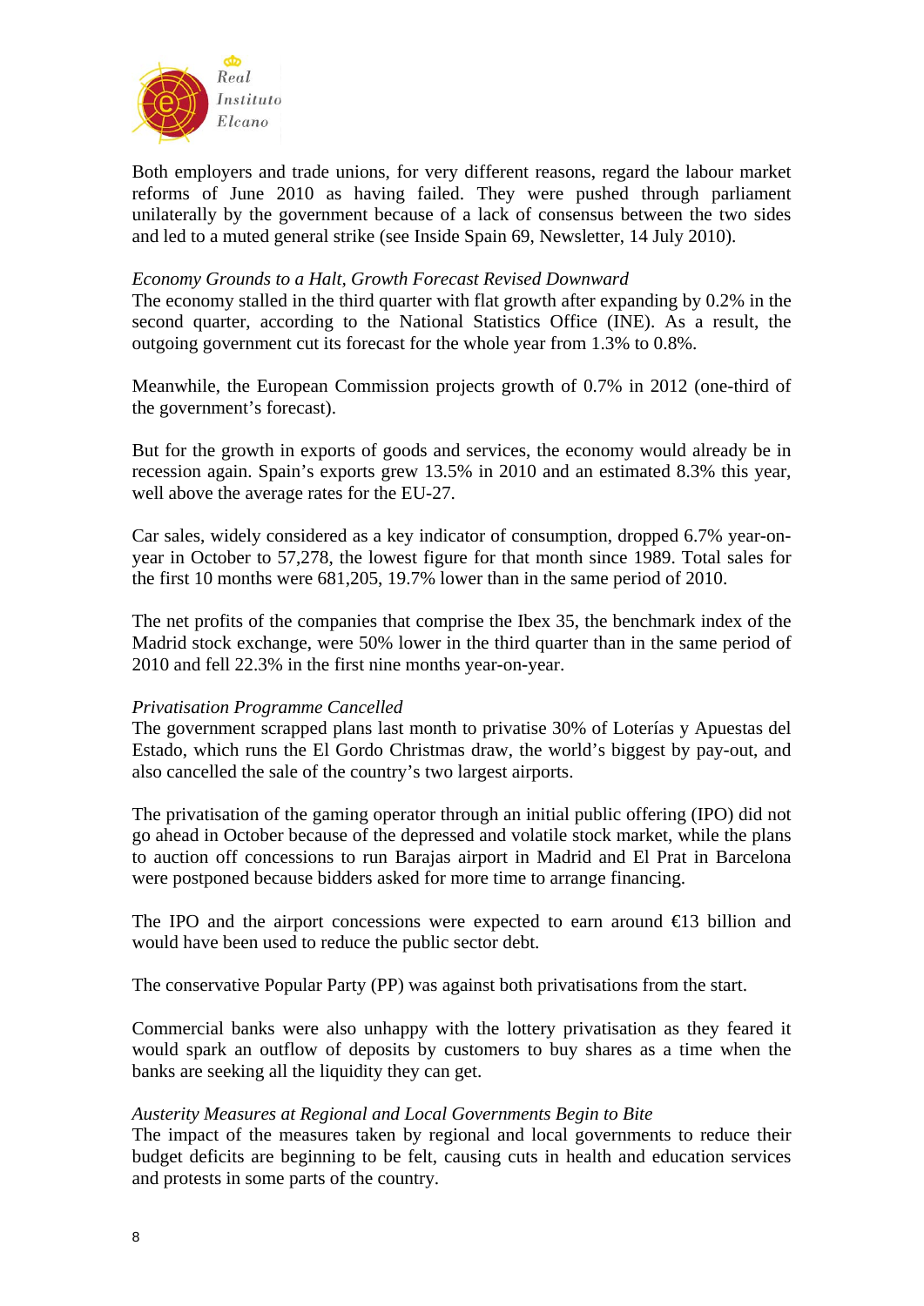Both employers and trade unions, for very different reasons, regard the labour market reforms of June 2010 as having failed. They were pushed through parliament unilaterally by the government because of a lack of consensus between the two sides and led to a muted general strike (see Inside Spain 69, Newsletter, 14 July 2010).

*Economy Grounds to a Halt, Growth Forecast Revised Downward*

The economy stalled in the third quarter with flat growth after expanding by 0.2% in the second quarter, according to the National Statistics Office (INE). As a result, the outgoing government cut its forecast for the whole year from 1.3% to 0.8%.

Meanwhile, the European Commission projects growth of 0.7% in 2012 (one-third of the government's forecast).

But for the growth in exports of goods and services, the economy would already be in recession again. Spain's exports grew 13.5% in 2010 and an estimated 8.3% this year, well above the average rates for the EU-27.

Car sales, widely considered as a key indicator of consumption, dropped 6.7% year-on-year in October to 57,278, the lowest figure for that month since 1989. Total sales for the first 10 months were 681,205, 19.7% lower than in the same period of 2010.

The net profits of the companies that comprise the Ibex 35, the benchmark index of the Madrid stock exchange, were 50% lower in the third quarter than in the same period of 2010 and fell 22.3% in the first nine months year-on-year.

*Privatisation Programme Cancelled*

The government scrapped plans last month to privatise 30% of Loterías y Apuestas del Estado, which runs the El Gordo Christmas draw, the world's biggest by pay-out, and also cancelled the sale of the country's two largest airports.

The privatisation of the gaming operator through an initial public offering (IPO) did not go ahead in October because of the depressed and volatile stock market, while the plans to auction off concessions to run Barajas airport in Madrid and El Prat in Barcelona were postponed because bidders asked for more time to arrange financing.

The IPO and the airport concessions were expected to earn around €13 billion and would have been used to reduce the public sector debt.

The conservative Popular Party (PP) was against both privatisations from the start.

Commercial banks were also unhappy with the lottery privatisation as they feared it would spark an outflow of deposits by customers to buy shares as a time when the banks are seeking all the liquidity they can get.

*Austerity Measures at Regional and Local Governments Begin to Bite*

The impact of the measures taken by regional and local governments to reduce their budget deficits are beginning to be felt, causing cuts in health and education services and protests in some parts of the country.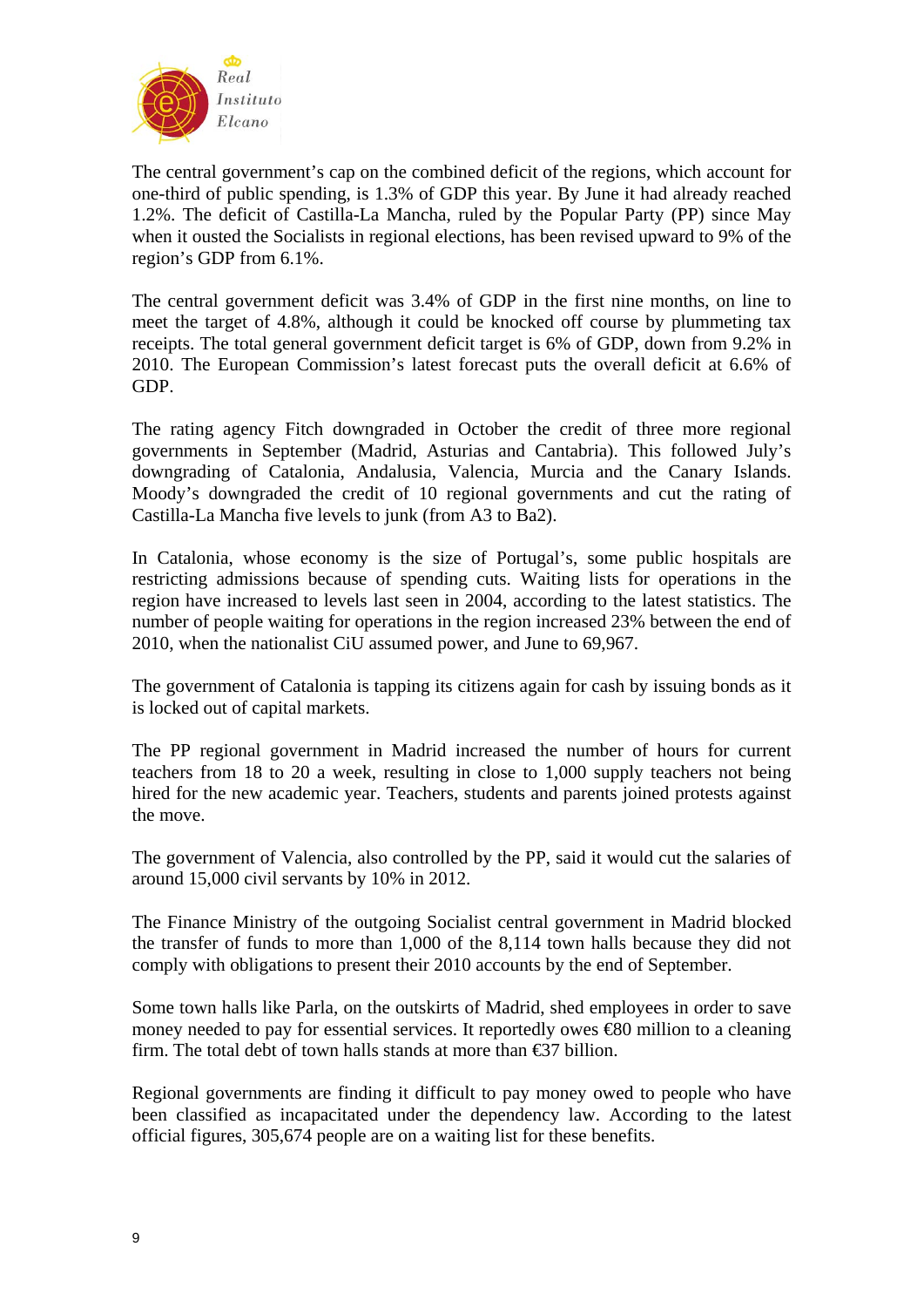The central government's cap on the combined deficit of the regions, which account for one-third of public spending, is 1.3% of GDP this year. By June it had already reached 1.2%. The deficit of Castilla-La Mancha, ruled by the Popular Party (PP) since May when it ousted the Socialists in regional elections, has been revised upward to 9% of the region's GDP from 6.1%.

The central government deficit was 3.4% of GDP in the first nine months, on line to meet the target of 4.8%, although it could be knocked off course by plummeting tax receipts. The total general government deficit target is 6% of GDP, down from 9.2% in 2010. The European Commission's latest forecast puts the overall deficit at 6.6% of GDP.

The rating agency Fitch downgraded in October the credit of three more regional governments in September (Madrid, Asturias and Cantabria). This followed July's downgrading of Catalonia, Andalusia, Valencia, Murcia and the Canary Islands. Moody's downgraded the credit of 10 regional governments and cut the rating of Castilla-La Mancha five levels to junk (from A3 to Ba2).

In Catalonia, whose economy is the size of Portugal's, some public hospitals are restricting admissions because of spending cuts. Waiting lists for operations in the region have increased to levels last seen in 2004, according to the latest statistics. The number of people waiting for operations in the region increased 23% between the end of 2010, when the nationalist CiU assumed power, and June to 69,967.

The government of Catalonia is tapping its citizens again for cash by issuing bonds as it is locked out of capital markets.

The PP regional government in Madrid increased the number of hours for current teachers from 18 to 20 a week, resulting in close to 1,000 supply teachers not being hired for the new academic year. Teachers, students and parents joined protests against the move.

The government of Valencia, also controlled by the PP, said it would cut the salaries of around 15,000 civil servants by 10% in 2012.

The Finance Ministry of the outgoing Socialist central government in Madrid blocked the transfer of funds to more than 1,000 of the 8,114 town halls because they did not comply with obligations to present their 2010 accounts by the end of September.

Some town halls like Parla, on the outskirts of Madrid, shed employees in order to save money needed to pay for essential services. It reportedly owes €80 million to a cleaning firm. The total debt of town halls stands at more than €37 billion.

Regional governments are finding it difficult to pay money owed to people who have been classified as incapacitated under the dependency law. According to the latest official figures, 305,674 people are on a waiting list for these benefits.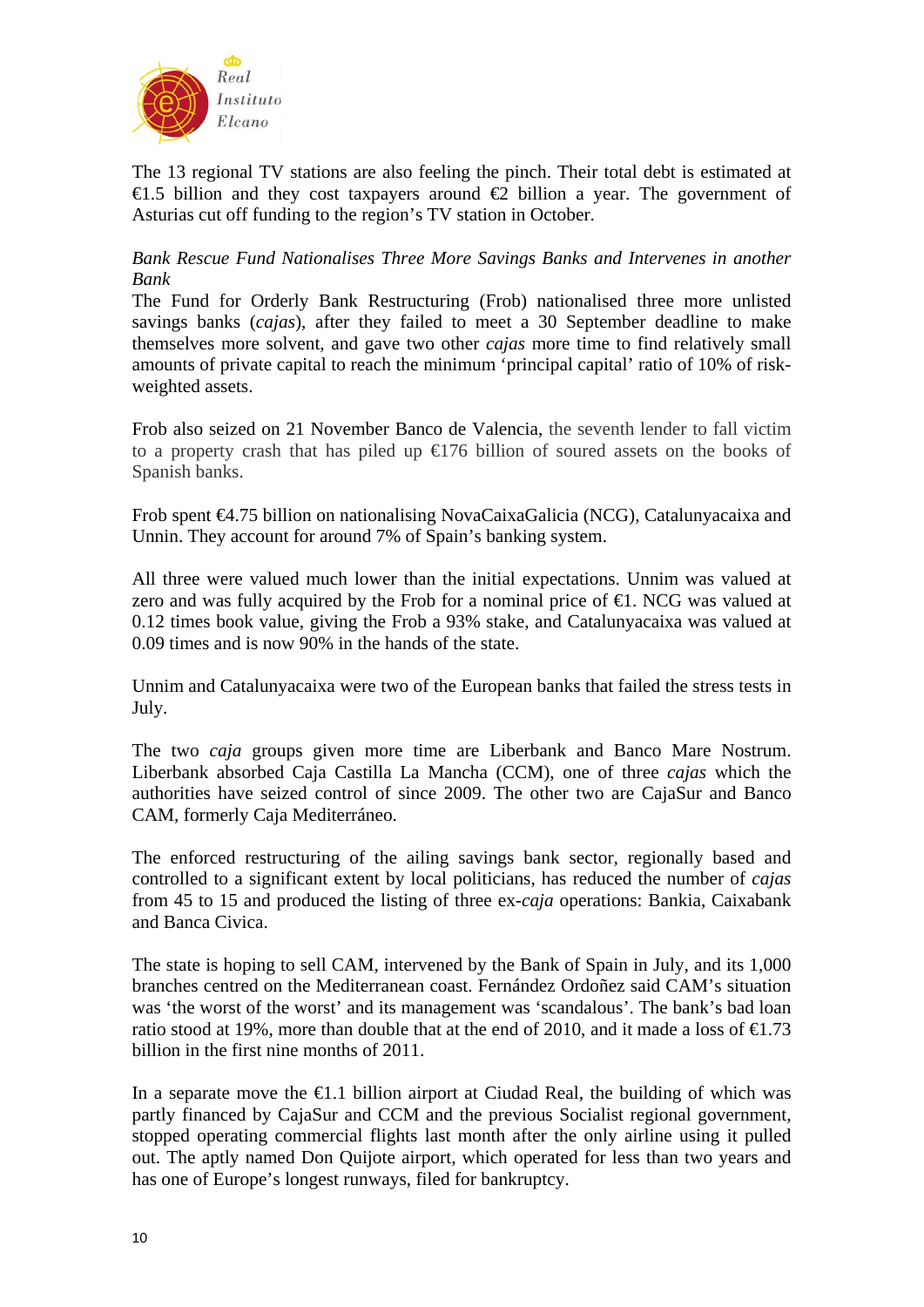The 13 regional TV stations are also feeling the pinch. Their total debt is estimated at €1.5 billion and they cost taxpayers around €2 billion a year. The government of Asturias cut off funding to the region's TV station in October.

*Bank Rescue Fund Nationalises Three More Savings Banks and Intervenes in another Bank*

The Fund for Orderly Bank Restructuring (Frob) nationalised three more unlisted savings banks (*cajas*), after they failed to meet a 30 September deadline to make themselves more solvent, and gave two other *cajas* more time to find relatively small amounts of private capital to reach the minimum 'principal capital' ratio of 10% of risk-weighted assets.

Frob also seized on 21 November Banco de Valencia, the seventh lender to fall victim to a property crash that has piled up €176 billion of soured assets on the books of Spanish banks.

Frob spent €4.75 billion on nationalising NovaCaixaGalicia (NCG), Catalunyacaixa and Unnin. They account for around 7% of Spain's banking system.

All three were valued much lower than the initial expectations. Unnim was valued at zero and was fully acquired by the Frob for a nominal price of €1. NCG was valued at 0.12 times book value, giving the Frob a 93% stake, and Catalunyacaixa was valued at 0.09 times and is now 90% in the hands of the state.

Unnim and Catalunyacaixa were two of the European banks that failed the stress tests in July.

The two *caja* groups given more time are Liberbank and Banco Mare Nostrum. Liberbank absorbed Caja Castilla La Mancha (CCM), one of three *cajas* which the authorities have seized control of since 2009. The other two are CajaSur and Banco CAM, formerly Caja Mediterráneo.

The enforced restructuring of the ailing savings bank sector, regionally based and controlled to a significant extent by local politicians, has reduced the number of *cajas* from 45 to 15 and produced the listing of three ex-*caja* operations: Bankia, Caixabank and Banca Civica.

The state is hoping to sell CAM, intervened by the Bank of Spain in July, and its 1,000 branches centred on the Mediterranean coast. Fernández Ordoñez said CAM's situation was 'the worst of the worst' and its management was 'scandalous'. The bank's bad loan ratio stood at 19%, more than double that at the end of 2010, and it made a loss of €1.73 billion in the first nine months of 2011.

In a separate move the €1.1 billion airport at Ciudad Real, the building of which was partly financed by CajaSur and CCM and the previous Socialist regional government, stopped operating commercial flights last month after the only airline using it pulled out. The aptly named Don Quijote airport, which operated for less than two years and has one of Europe's longest runways, filed for bankruptcy.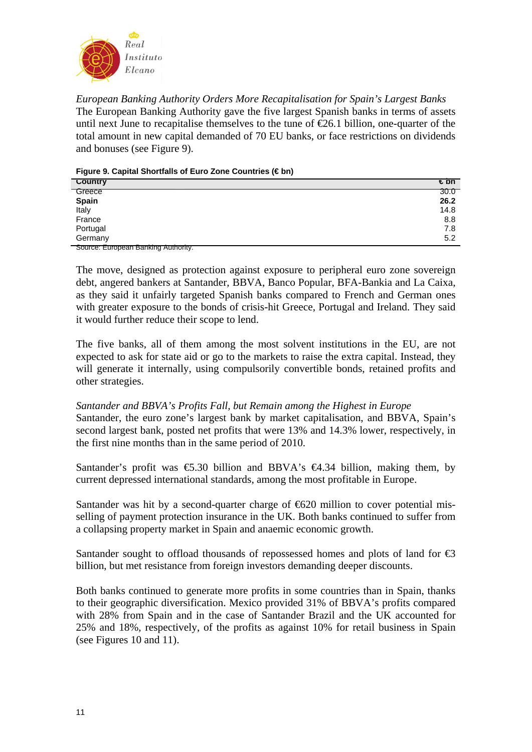*European Banking Authority Orders More Recapitalisation for Spain's Largest Banks*
The European Banking Authority gave the five largest Spanish banks in terms of assets until next June to recapitalise themselves to the tune of €26.1 billion, one-quarter of the total amount in new capital demanded of 70 EU banks, or face restrictions on dividends and bonuses (see Figure 9).

**Figure 9. Capital Shortfalls of Euro Zone Countries (€ bn)**

| Country | € bn |
|---|---|
| Greece | 30.0 |
| **Spain** | **26.2** |
| Italy | 14.8 |
| France | 8.8 |
| Portugal | 7.8 |
| Germany | 5.2 |

Source: European Banking Authority.

The move, designed as protection against exposure to peripheral euro zone sovereign debt, angered bankers at Santander, BBVA, Banco Popular, BFA-Bankia and La Caixa, as they said it unfairly targeted Spanish banks compared to French and German ones with greater exposure to the bonds of crisis-hit Greece, Portugal and Ireland. They said it would further reduce their scope to lend.

The five banks, all of them among the most solvent institutions in the EU, are not expected to ask for state aid or go to the markets to raise the extra capital. Instead, they will generate it internally, using compulsorily convertible bonds, retained profits and other strategies.

*Santander and BBVA's Profits Fall, but Remain among the Highest in Europe*
Santander, the euro zone's largest bank by market capitalisation, and BBVA, Spain's second largest bank, posted net profits that were 13% and 14.3% lower, respectively, in the first nine months than in the same period of 2010.

Santander's profit was €5.30 billion and BBVA's €4.34 billion, making them, by current depressed international standards, among the most profitable in Europe.

Santander was hit by a second-quarter charge of €620 million to cover potential mis-selling of payment protection insurance in the UK. Both banks continued to suffer from a collapsing property market in Spain and anaemic economic growth.

Santander sought to offload thousands of repossessed homes and plots of land for €3 billion, but met resistance from foreign investors demanding deeper discounts.

Both banks continued to generate more profits in some countries than in Spain, thanks to their geographic diversification. Mexico provided 31% of BBVA's profits compared with 28% from Spain and in the case of Santander Brazil and the UK accounted for 25% and 18%, respectively, of the profits as against 10% for retail business in Spain (see Figures 10 and 11).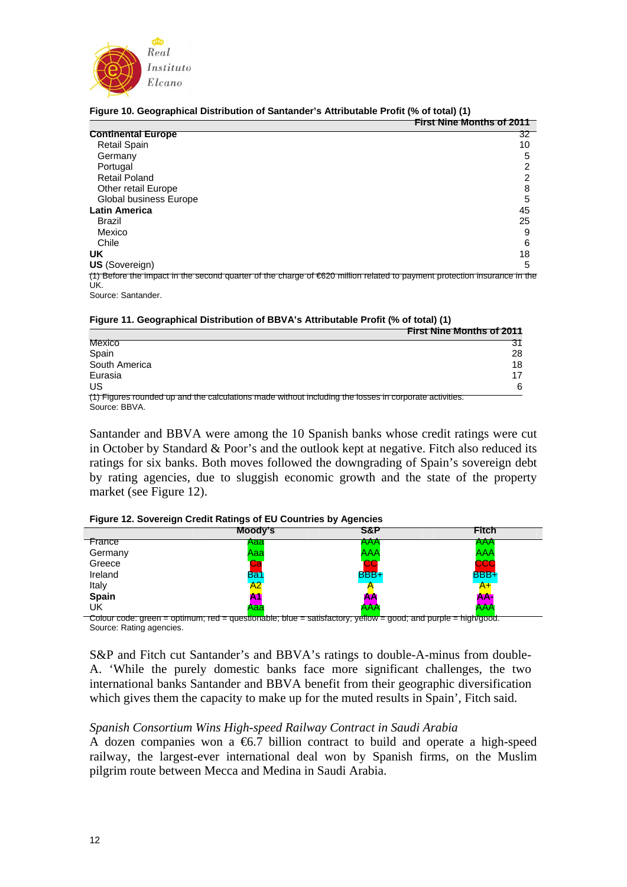**Figure 10. Geographical Distribution of Santander's Attributable Profit (% of total) (1)**

| | First Nine Months of 2011 |
|---|---|
| **Continental Europe** | 32 |
| Retail Spain | 10 |
| Germany | 5 |
| Portugal | 2 |
| Retail Poland | 2 |
| Other retail Europe | 8 |
| Global business Europe | 5 |
| **Latin America** | 45 |
| Brazil | 25 |
| Mexico | 9 |
| Chile | 6 |
| **UK** | 18 |
| **US** (Sovereign) | 5 |

(1) Before the impact in the second quarter of the charge of €620 million related to payment protection insurance in the UK.
Source: Santander.

**Figure 11. Geographical Distribution of BBVA's Attributable Profit (% of total) (1)**

| | First Nine Months of 2011 |
|---|---|
| Mexico | 31 |
| Spain | 28 |
| South America | 18 |
| Eurasia | 17 |
| US | 6 |

(1) Figures rounded up and the calculations made without including the losses in corporate activities.
Source: BBVA.

Santander and BBVA were among the 10 Spanish banks whose credit ratings were cut in October by Standard & Poor's and the outlook kept at negative. Fitch also reduced its ratings for six banks. Both moves followed the downgrading of Spain's sovereign debt by rating agencies, due to sluggish economic growth and the state of the property market (see Figure 12).

**Figure 12. Sovereign Credit Ratings of EU Countries by Agencies**

| | Moody's | S&P | Fitch |
|---|---|---|---|
| France | Aaa | AAA | AAA |
| Germany | Aaa | AAA | AAA |
| Greece | Ca | CC | CCC |
| Ireland | Ba1 | BBB+ | BBB+ |
| Italy | A2 | A | A+ |
| **Spain** | A1 | AA | AA- |
| UK | Aaa | AAA | AAA |

Colour code: green = optimum; red = questionable; blue = satisfactory; yellow = good; and purple = high/good.
Source: Rating agencies.

S&P and Fitch cut Santander's and BBVA's ratings to double-A-minus from double-A. 'While the purely domestic banks face more significant challenges, the two international banks Santander and BBVA benefit from their geographic diversification which gives them the capacity to make up for the muted results in Spain', Fitch said.

*Spanish Consortium Wins High-speed Railway Contract in Saudi Arabia*

A dozen companies won a €6.7 billion contract to build and operate a high-speed railway, the largest-ever international deal won by Spanish firms, on the Muslim pilgrim route between Mecca and Medina in Saudi Arabia.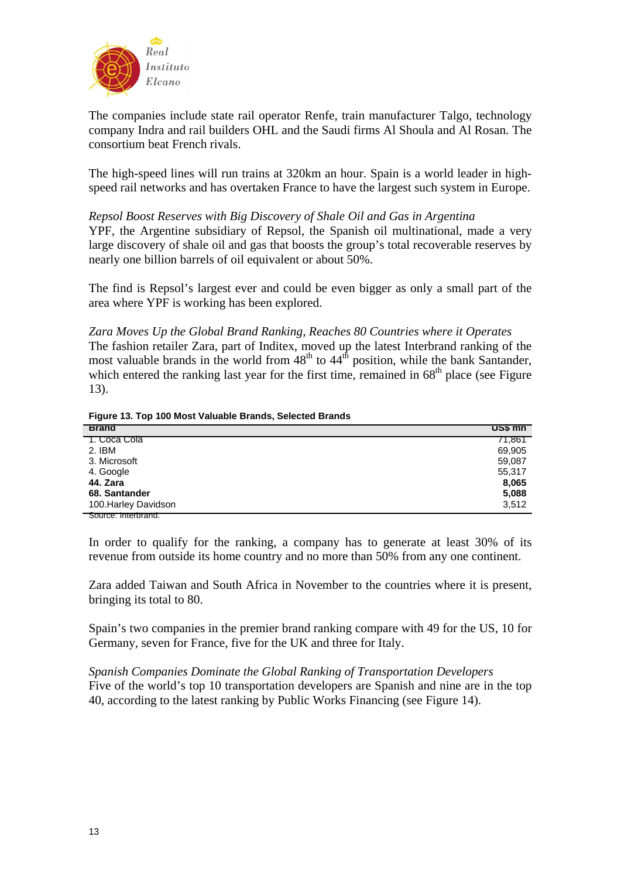The companies include state rail operator Renfe, train manufacturer Talgo, technology company Indra and rail builders OHL and the Saudi firms Al Shoula and Al Rosan. The consortium beat French rivals.

The high-speed lines will run trains at 320km an hour. Spain is a world leader in high-speed rail networks and has overtaken France to have the largest such system in Europe.

*Repsol Boost Reserves with Big Discovery of Shale Oil and Gas in Argentina*

YPF, the Argentine subsidiary of Repsol, the Spanish oil multinational, made a very large discovery of shale oil and gas that boosts the group's total recoverable reserves by nearly one billion barrels of oil equivalent or about 50%.

The find is Repsol's largest ever and could be even bigger as only a small part of the area where YPF is working has been explored.

*Zara Moves Up the Global Brand Ranking, Reaches 80 Countries where it Operates*

The fashion retailer Zara, part of Inditex, moved up the latest Interbrand ranking of the most valuable brands in the world from 48th to 44th position, while the bank Santander, which entered the ranking last year for the first time, remained in 68th place (see Figure 13).

**Figure 13. Top 100 Most Valuable Brands, Selected Brands**

| Brand | US$ mn |
|---|---|
| 1. Coca Cola | 71,861 |
| 2. IBM | 69,905 |
| 3. Microsoft | 59,087 |
| 4. Google | 55,317 |
| **44. Zara** | **8,065** |
| **68. Santander** | **5,088** |
| 100.Harley Davidson | 3,512 |

Source: Interbrand.

In order to qualify for the ranking, a company has to generate at least 30% of its revenue from outside its home country and no more than 50% from any one continent.

Zara added Taiwan and South Africa in November to the countries where it is present, bringing its total to 80.

Spain's two companies in the premier brand ranking compare with 49 for the US, 10 for Germany, seven for France, five for the UK and three for Italy.

*Spanish Companies Dominate the Global Ranking of Transportation Developers*

Five of the world's top 10 transportation developers are Spanish and nine are in the top 40, according to the latest ranking by Public Works Financing (see Figure 14).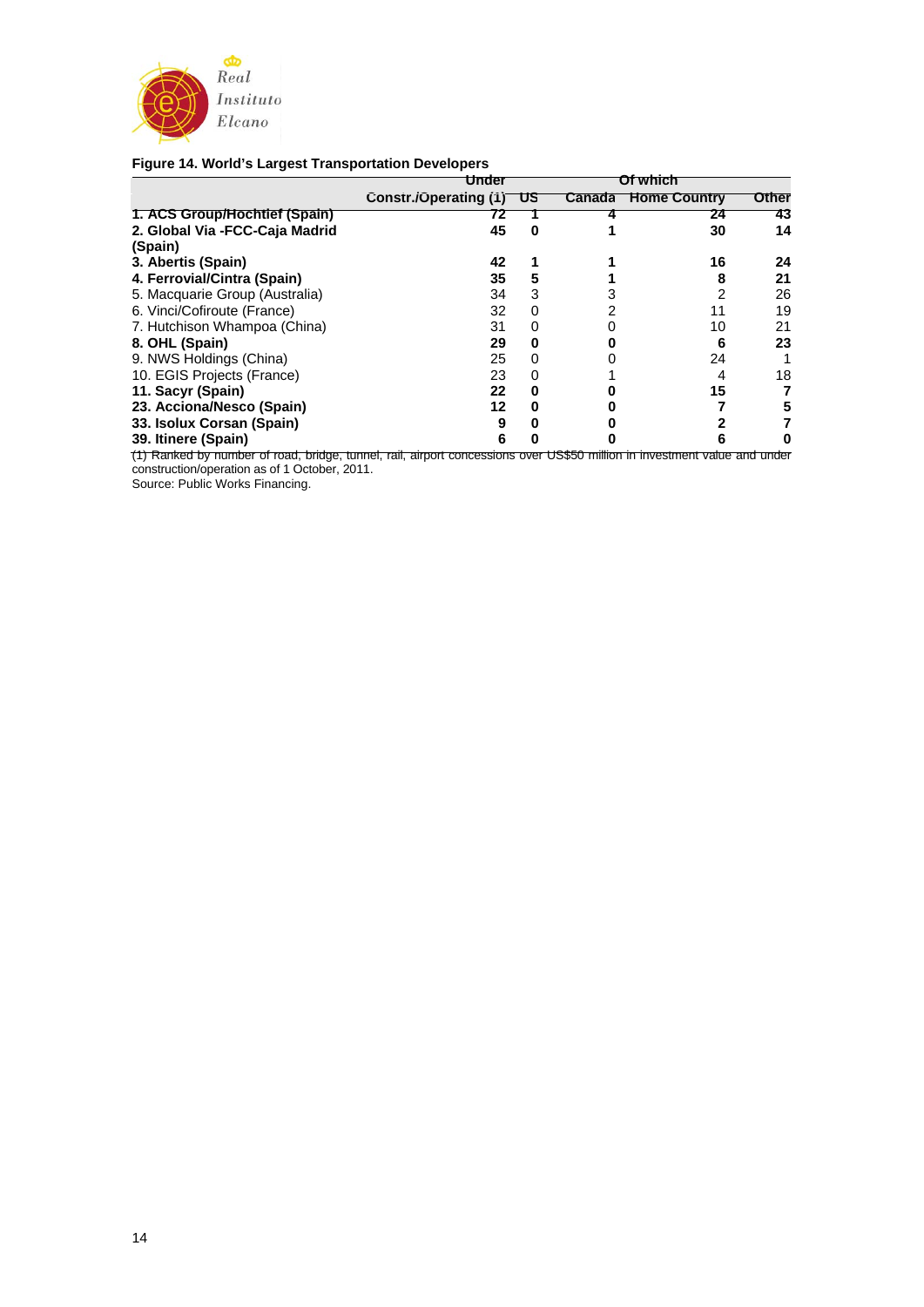**Figure 14. World's Largest Transportation Developers**

| | Under | Of which | | | |
|---|---|---|---|---|---|
| | Constr./Operating (1) | US | Canada | Home Country | Other |
| **1. ACS Group/Hochtief (Spain)** | **72** | **1** | **4** | **24** | **43** |
| **2. Global Via -FCC-Caja Madrid (Spain)** | **45** | **0** | **1** | **30** | **14** |
| **3. Abertis (Spain)** | **42** | **1** | **1** | **16** | **24** |
| **4. Ferrovial/Cintra (Spain)** | **35** | **5** | **1** | **8** | **21** |
| 5. Macquarie Group (Australia) | 34 | 3 | 3 | 2 | 26 |
| 6. Vinci/Cofiroute (France) | 32 | 0 | 2 | 11 | 19 |
| 7. Hutchison Whampoa (China) | 31 | 0 | 0 | 10 | 21 |
| **8. OHL (Spain)** | **29** | **0** | **0** | **6** | **23** |
| 9. NWS Holdings (China) | 25 | 0 | 0 | 24 | 1 |
| 10. EGIS Projects (France) | 23 | 0 | 1 | 4 | 18 |
| **11. Sacyr (Spain)** | **22** | **0** | **0** | **15** | **7** |
| **23. Acciona/Nesco (Spain)** | **12** | **0** | **0** | **7** | **5** |
| **33. Isolux Corsan (Spain)** | **9** | **0** | **0** | **2** | **7** |
| **39. Itinere (Spain)** | **6** | **0** | **0** | **6** | **0** |

(1) Ranked by number of road, bridge, tunnel, rail, airport concessions over US$50 million in investment value and under construction/operation as of 1 October, 2011.

Source: Public Works Financing.